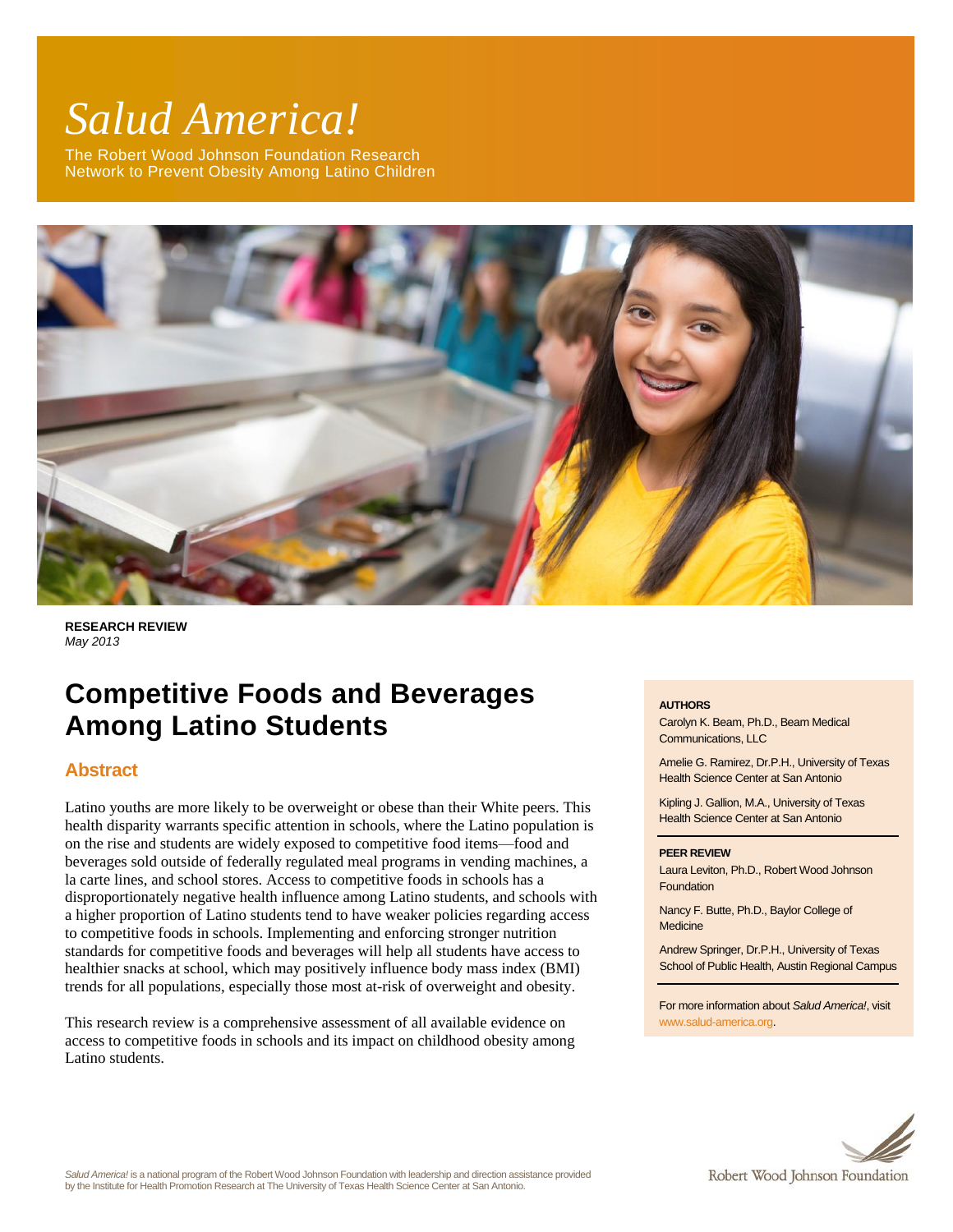# *Salud America!*

The Robert Wood Johnson Foundation Research Network to Prevent Obesity Among Latino Children

**RESEARCH REVIEW**
*May 2013*

# Competitive Foods and Beverages Among Latino Students

## Abstract

Latino youths are more likely to be overweight or obese than their White peers. This health disparity warrants specific attention in schools, where the Latino population is on the rise and students are widely exposed to competitive food items—food and beverages sold outside of federally regulated meal programs in vending machines, a la carte lines, and school stores. Access to competitive foods in schools has a disproportionately negative health influence among Latino students, and schools with a higher proportion of Latino students tend to have weaker policies regarding access to competitive foods in schools. Implementing and enforcing stronger nutrition standards for competitive foods and beverages will help all students have access to healthier snacks at school, which may positively influence body mass index (BMI) trends for all populations, especially those most at-risk of overweight and obesity.

This research review is a comprehensive assessment of all available evidence on access to competitive foods in schools and its impact on childhood obesity among Latino students.

**AUTHORS**

Carolyn K. Beam, Ph.D., Beam Medical Communications, LLC

Amelie G. Ramirez, Dr.P.H., University of Texas Health Science Center at San Antonio

Kipling J. Gallion, M.A., University of Texas Health Science Center at San Antonio

**PEER REVIEW**

Laura Leviton, Ph.D., Robert Wood Johnson Foundation

Nancy F. Butte, Ph.D., Baylor College of Medicine

Andrew Springer, Dr.P.H., University of Texas School of Public Health, Austin Regional Campus

For more information about *Salud America!*, visit www.salud-america.org.

*Salud America!* is a national program of the Robert Wood Johnson Foundation with leadership and direction assistance provided by the Institute for Health Promotion Research at The University of Texas Health Science Center at San Antonio.

Robert Wood Johnson Foundation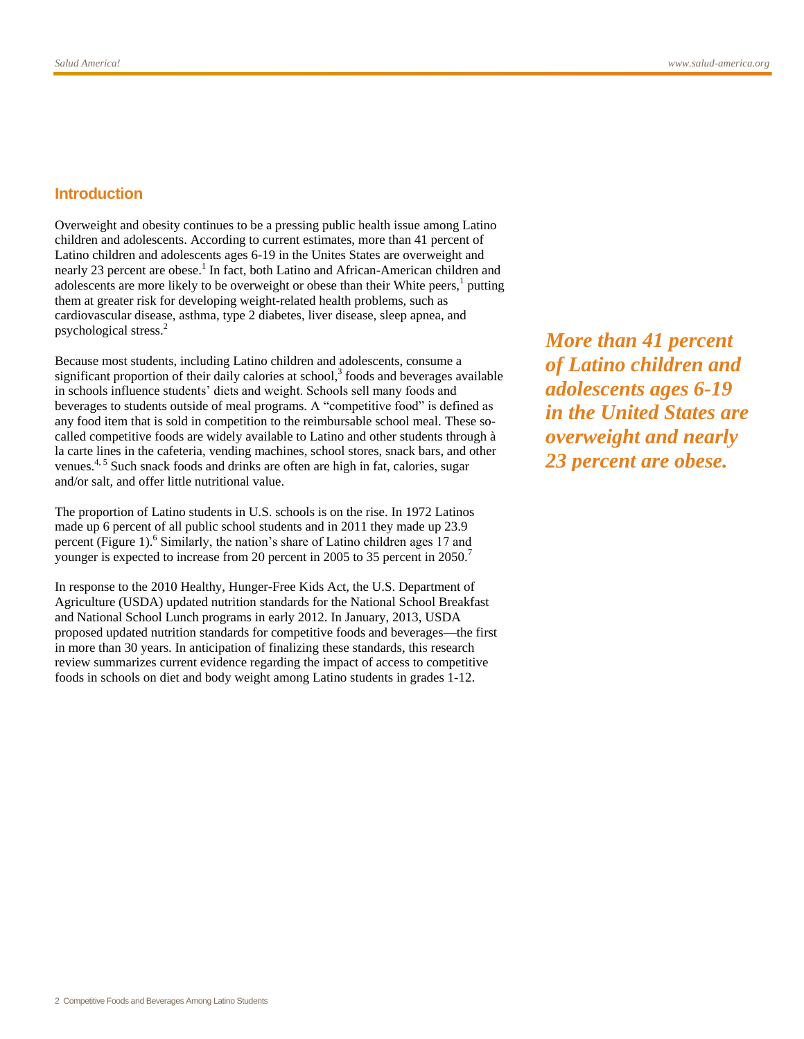## Introduction

Overweight and obesity continues to be a pressing public health issue among Latino children and adolescents. According to current estimates, more than 41 percent of Latino children and adolescents ages 6-19 in the Unites States are overweight and nearly 23 percent are obese.[1] In fact, both Latino and African-American children and adolescents are more likely to be overweight or obese than their White peers,[1] putting them at greater risk for developing weight-related health problems, such as cardiovascular disease, asthma, type 2 diabetes, liver disease, sleep apnea, and psychological stress.[2]

***More than 41 percent of Latino children and adolescents ages 6-19 in the United States are overweight and nearly 23 percent are obese.***

Because most students, including Latino children and adolescents, consume a significant proportion of their daily calories at school,[3] foods and beverages available in schools influence students' diets and weight. Schools sell many foods and beverages to students outside of meal programs. A "competitive food" is defined as any food item that is sold in competition to the reimbursable school meal. These so-called competitive foods are widely available to Latino and other students through à la carte lines in the cafeteria, vending machines, school stores, snack bars, and other venues.[4, 5] Such snack foods and drinks are often are high in fat, calories, sugar and/or salt, and offer little nutritional value.

The proportion of Latino students in U.S. schools is on the rise. In 1972 Latinos made up 6 percent of all public school students and in 2011 they made up 23.9 percent (Figure 1).[6] Similarly, the nation's share of Latino children ages 17 and younger is expected to increase from 20 percent in 2005 to 35 percent in 2050.[7]

In response to the 2010 Healthy, Hunger-Free Kids Act, the U.S. Department of Agriculture (USDA) updated nutrition standards for the National School Breakfast and National School Lunch programs in early 2012. In January, 2013, USDA proposed updated nutrition standards for competitive foods and beverages—the first in more than 30 years. In anticipation of finalizing these standards, this research review summarizes current evidence regarding the impact of access to competitive foods in schools on diet and body weight among Latino students in grades 1-12.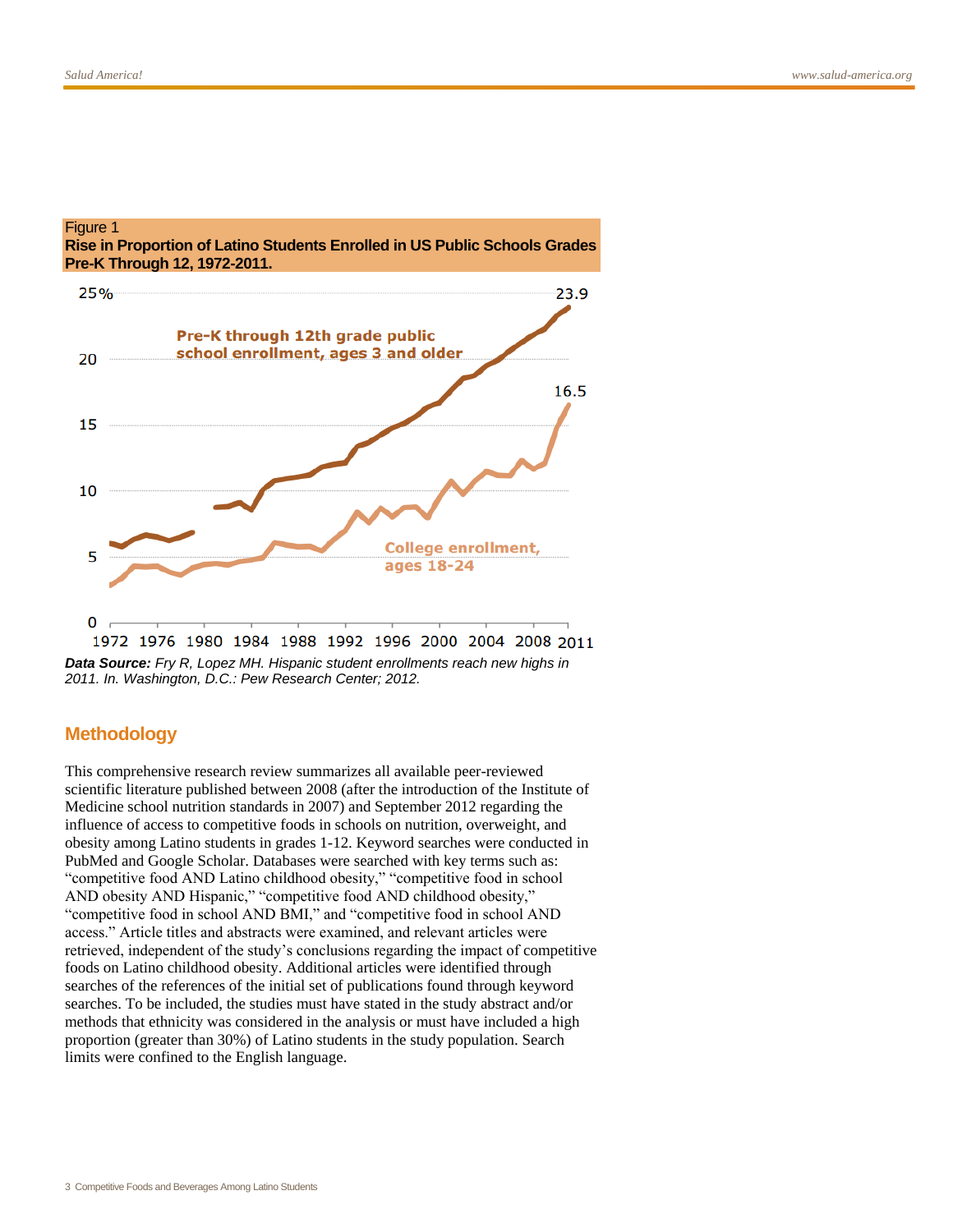Figure 1

**Rise in Proportion of Latino Students Enrolled in US Public Schools Grades Pre-K Through 12, 1972-2011.**

***Data Source:*** *Fry R, Lopez MH. Hispanic student enrollments reach new highs in 2011. In. Washington, D.C.: Pew Research Center; 2012.*

## Methodology

This comprehensive research review summarizes all available peer-reviewed scientific literature published between 2008 (after the introduction of the Institute of Medicine school nutrition standards in 2007) and September 2012 regarding the influence of access to competitive foods in schools on nutrition, overweight, and obesity among Latino students in grades 1-12. Keyword searches were conducted in PubMed and Google Scholar. Databases were searched with key terms such as: "competitive food AND Latino childhood obesity," "competitive food in school AND obesity AND Hispanic," "competitive food AND childhood obesity," "competitive food in school AND BMI," and "competitive food in school AND access." Article titles and abstracts were examined, and relevant articles were retrieved, independent of the study's conclusions regarding the impact of competitive foods on Latino childhood obesity. Additional articles were identified through searches of the references of the initial set of publications found through keyword searches. To be included, the studies must have stated in the study abstract and/or methods that ethnicity was considered in the analysis or must have included a high proportion (greater than 30%) of Latino students in the study population. Search limits were confined to the English language.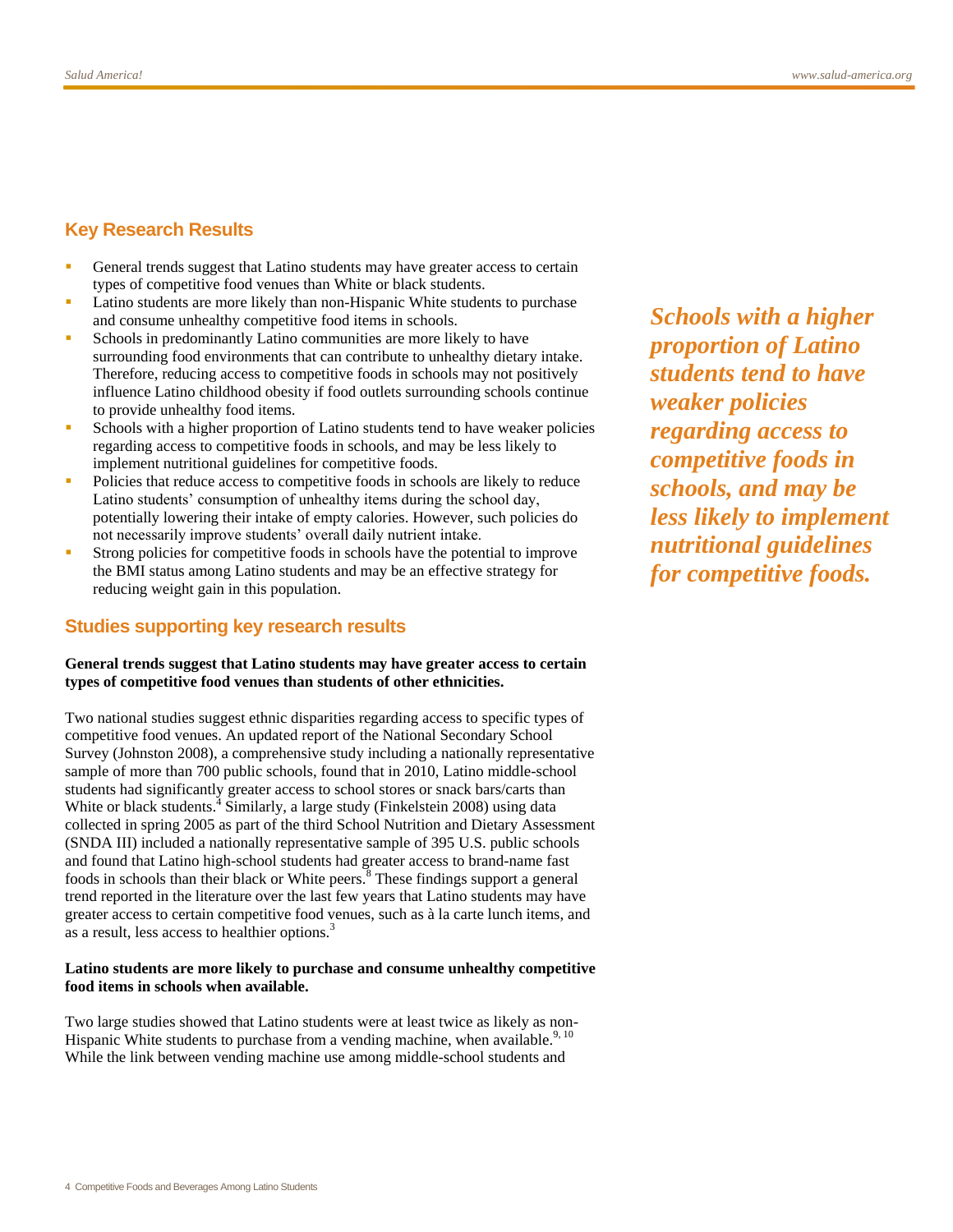## Key Research Results

- General trends suggest that Latino students may have greater access to certain types of competitive food venues than White or black students.
- Latino students are more likely than non-Hispanic White students to purchase and consume unhealthy competitive food items in schools.
- Schools in predominantly Latino communities are more likely to have surrounding food environments that can contribute to unhealthy dietary intake. Therefore, reducing access to competitive foods in schools may not positively influence Latino childhood obesity if food outlets surrounding schools continue to provide unhealthy food items.
- Schools with a higher proportion of Latino students tend to have weaker policies regarding access to competitive foods in schools, and may be less likely to implement nutritional guidelines for competitive foods.
- Policies that reduce access to competitive foods in schools are likely to reduce Latino students' consumption of unhealthy items during the school day, potentially lowering their intake of empty calories. However, such policies do not necessarily improve students' overall daily nutrient intake.
- Strong policies for competitive foods in schools have the potential to improve the BMI status among Latino students and may be an effective strategy for reducing weight gain in this population.

***Schools with a higher proportion of Latino students tend to have weaker policies regarding access to competitive foods in schools, and may be less likely to implement nutritional guidelines for competitive foods.***

## Studies supporting key research results

**General trends suggest that Latino students may have greater access to certain types of competitive food venues than students of other ethnicities.**

Two national studies suggest ethnic disparities regarding access to specific types of competitive food venues. An updated report of the National Secondary School Survey (Johnston 2008), a comprehensive study including a nationally representative sample of more than 700 public schools, found that in 2010, Latino middle-school students had significantly greater access to school stores or snack bars/carts than White or black students.[4] Similarly, a large study (Finkelstein 2008) using data collected in spring 2005 as part of the third School Nutrition and Dietary Assessment (SNDA III) included a nationally representative sample of 395 U.S. public schools and found that Latino high-school students had greater access to brand-name fast foods in schools than their black or White peers.[8] These findings support a general trend reported in the literature over the last few years that Latino students may have greater access to certain competitive food venues, such as à la carte lunch items, and as a result, less access to healthier options.[3]

**Latino students are more likely to purchase and consume unhealthy competitive food items in schools when available.**

Two large studies showed that Latino students were at least twice as likely as non-Hispanic White students to purchase from a vending machine, when available.[9, 10] While the link between vending machine use among middle-school students and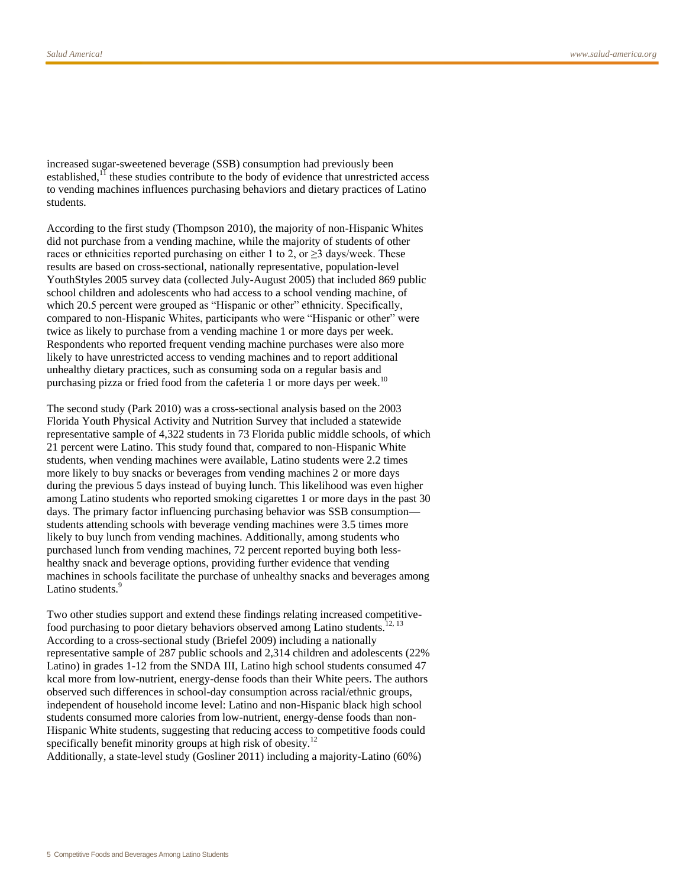increased sugar-sweetened beverage (SSB) consumption had previously been established,[11] these studies contribute to the body of evidence that unrestricted access to vending machines influences purchasing behaviors and dietary practices of Latino students.

According to the first study (Thompson 2010), the majority of non-Hispanic Whites did not purchase from a vending machine, while the majority of students of other races or ethnicities reported purchasing on either 1 to 2, or ≥3 days/week. These results are based on cross-sectional, nationally representative, population-level YouthStyles 2005 survey data (collected July-August 2005) that included 869 public school children and adolescents who had access to a school vending machine, of which 20.5 percent were grouped as "Hispanic or other" ethnicity. Specifically, compared to non-Hispanic Whites, participants who were "Hispanic or other" were twice as likely to purchase from a vending machine 1 or more days per week. Respondents who reported frequent vending machine purchases were also more likely to have unrestricted access to vending machines and to report additional unhealthy dietary practices, such as consuming soda on a regular basis and purchasing pizza or fried food from the cafeteria 1 or more days per week.[10]

The second study (Park 2010) was a cross-sectional analysis based on the 2003 Florida Youth Physical Activity and Nutrition Survey that included a statewide representative sample of 4,322 students in 73 Florida public middle schools, of which 21 percent were Latino. This study found that, compared to non-Hispanic White students, when vending machines were available, Latino students were 2.2 times more likely to buy snacks or beverages from vending machines 2 or more days during the previous 5 days instead of buying lunch. This likelihood was even higher among Latino students who reported smoking cigarettes 1 or more days in the past 30 days. The primary factor influencing purchasing behavior was SSB consumption—students attending schools with beverage vending machines were 3.5 times more likely to buy lunch from vending machines. Additionally, among students who purchased lunch from vending machines, 72 percent reported buying both less-healthy snack and beverage options, providing further evidence that vending machines in schools facilitate the purchase of unhealthy snacks and beverages among Latino students.[9]

Two other studies support and extend these findings relating increased competitive-food purchasing to poor dietary behaviors observed among Latino students.[12, 13] According to a cross-sectional study (Briefel 2009) including a nationally representative sample of 287 public schools and 2,314 children and adolescents (22% Latino) in grades 1-12 from the SNDA III, Latino high school students consumed 47 kcal more from low-nutrient, energy-dense foods than their White peers. The authors observed such differences in school-day consumption across racial/ethnic groups, independent of household income level: Latino and non-Hispanic black high school students consumed more calories from low-nutrient, energy-dense foods than non-Hispanic White students, suggesting that reducing access to competitive foods could specifically benefit minority groups at high risk of obesity.[12]
Additionally, a state-level study (Gosliner 2011) including a majority-Latino (60%)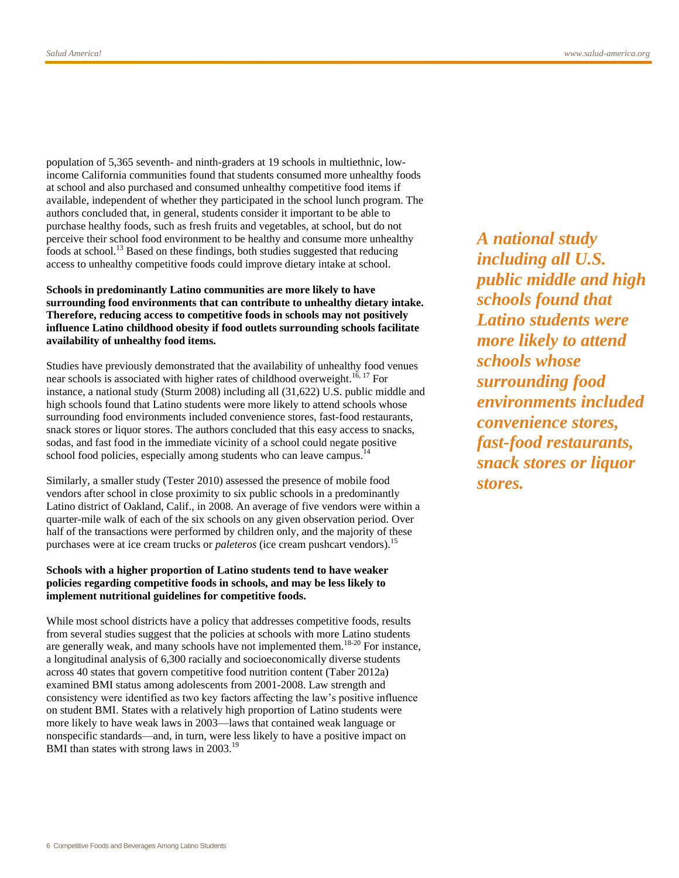population of 5,365 seventh- and ninth-graders at 19 schools in multiethnic, low-income California communities found that students consumed more unhealthy foods at school and also purchased and consumed unhealthy competitive food items if available, independent of whether they participated in the school lunch program. The authors concluded that, in general, students consider it important to be able to purchase healthy foods, such as fresh fruits and vegetables, at school, but do not perceive their school food environment to be healthy and consume more unhealthy foods at school.[13] Based on these findings, both studies suggested that reducing access to unhealthy competitive foods could improve dietary intake at school.

**Schools in predominantly Latino communities are more likely to have surrounding food environments that can contribute to unhealthy dietary intake. Therefore, reducing access to competitive foods in schools may not positively influence Latino childhood obesity if food outlets surrounding schools facilitate availability of unhealthy food items.**

Studies have previously demonstrated that the availability of unhealthy food venues near schools is associated with higher rates of childhood overweight.[16, 17] For instance, a national study (Sturm 2008) including all (31,622) U.S. public middle and high schools found that Latino students were more likely to attend schools whose surrounding food environments included convenience stores, fast-food restaurants, snack stores or liquor stores. The authors concluded that this easy access to snacks, sodas, and fast food in the immediate vicinity of a school could negate positive school food policies, especially among students who can leave campus.[14]

***A national study including all U.S. public middle and high schools found that Latino students were more likely to attend schools whose surrounding food environments included convenience stores, fast-food restaurants, snack stores or liquor stores.***

Similarly, a smaller study (Tester 2010) assessed the presence of mobile food vendors after school in close proximity to six public schools in a predominantly Latino district of Oakland, Calif., in 2008. An average of five vendors were within a quarter-mile walk of each of the six schools on any given observation period. Over half of the transactions were performed by children only, and the majority of these purchases were at ice cream trucks or *paleteros* (ice cream pushcart vendors).[15]

**Schools with a higher proportion of Latino students tend to have weaker policies regarding competitive foods in schools, and may be less likely to implement nutritional guidelines for competitive foods.**

While most school districts have a policy that addresses competitive foods, results from several studies suggest that the policies at schools with more Latino students are generally weak, and many schools have not implemented them.[18-20] For instance, a longitudinal analysis of 6,300 racially and socioeconomically diverse students across 40 states that govern competitive food nutrition content (Taber 2012a) examined BMI status among adolescents from 2001-2008. Law strength and consistency were identified as two key factors affecting the law's positive influence on student BMI. States with a relatively high proportion of Latino students were more likely to have weak laws in 2003—laws that contained weak language or nonspecific standards—and, in turn, were less likely to have a positive impact on BMI than states with strong laws in 2003.[19]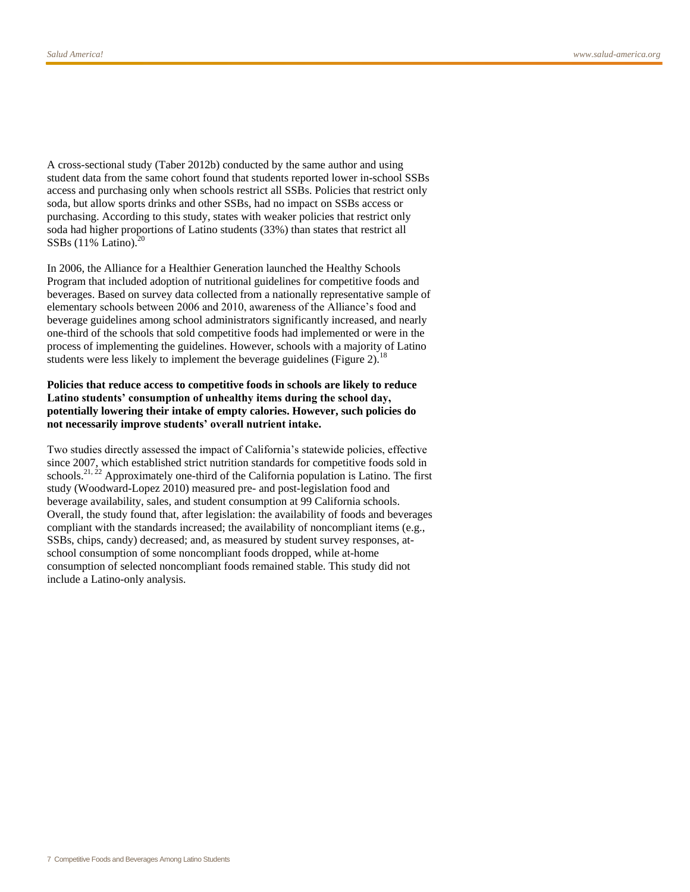A cross-sectional study (Taber 2012b) conducted by the same author and using student data from the same cohort found that students reported lower in-school SSBs access and purchasing only when schools restrict all SSBs. Policies that restrict only soda, but allow sports drinks and other SSBs, had no impact on SSBs access or purchasing. According to this study, states with weaker policies that restrict only soda had higher proportions of Latino students (33%) than states that restrict all SSBs (11% Latino).[20]

In 2006, the Alliance for a Healthier Generation launched the Healthy Schools Program that included adoption of nutritional guidelines for competitive foods and beverages. Based on survey data collected from a nationally representative sample of elementary schools between 2006 and 2010, awareness of the Alliance's food and beverage guidelines among school administrators significantly increased, and nearly one-third of the schools that sold competitive foods had implemented or were in the process of implementing the guidelines. However, schools with a majority of Latino students were less likely to implement the beverage guidelines (Figure 2).[18]

**Policies that reduce access to competitive foods in schools are likely to reduce Latino students' consumption of unhealthy items during the school day, potentially lowering their intake of empty calories. However, such policies do not necessarily improve students' overall nutrient intake.**

Two studies directly assessed the impact of California's statewide policies, effective since 2007, which established strict nutrition standards for competitive foods sold in schools.[21, 22] Approximately one-third of the California population is Latino. The first study (Woodward-Lopez 2010) measured pre- and post-legislation food and beverage availability, sales, and student consumption at 99 California schools. Overall, the study found that, after legislation: the availability of foods and beverages compliant with the standards increased; the availability of noncompliant items (e.g., SSBs, chips, candy) decreased; and, as measured by student survey responses, at-school consumption of some noncompliant foods dropped, while at-home consumption of selected noncompliant foods remained stable. This study did not include a Latino-only analysis.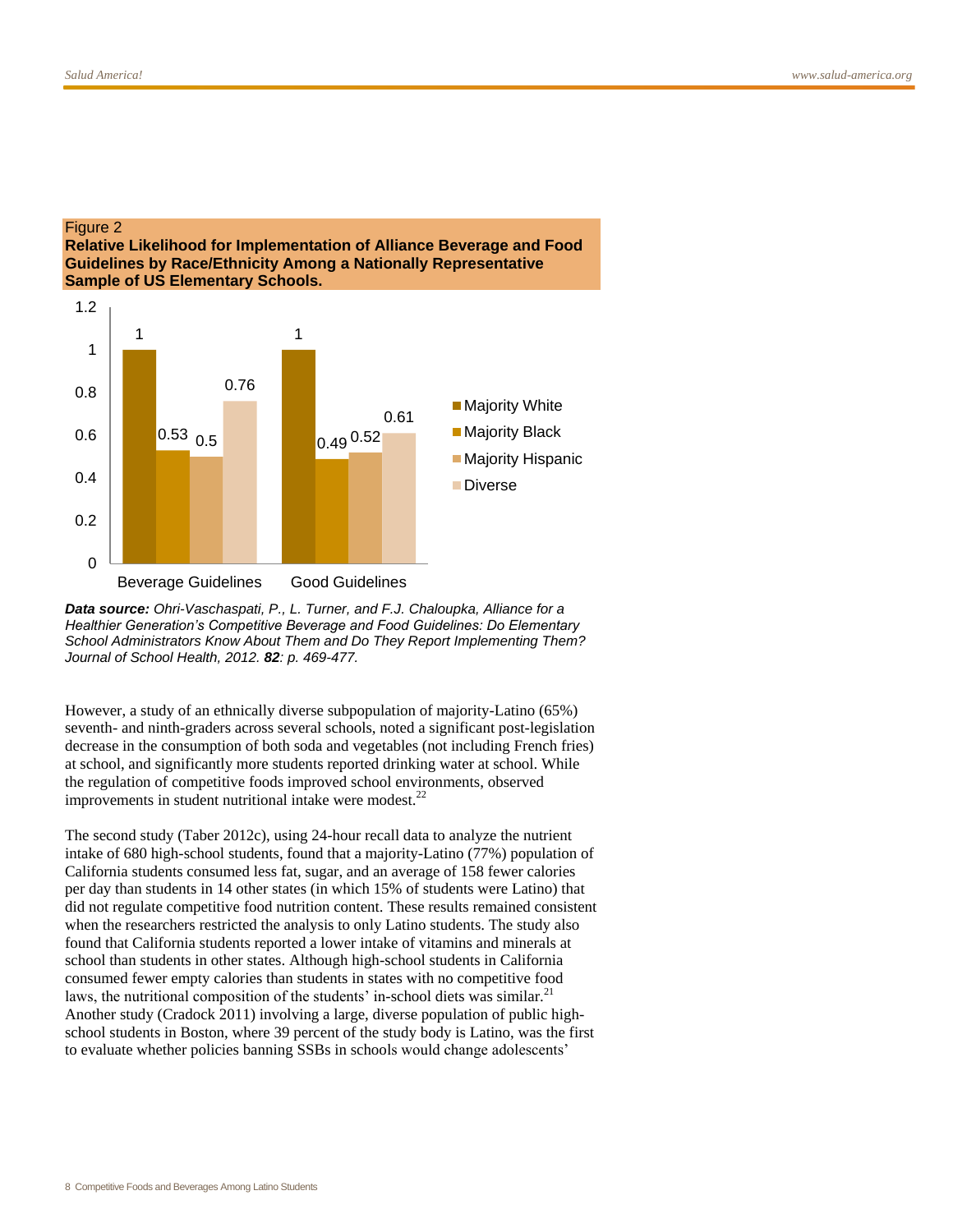Figure 2

**Relative Likelihood for Implementation of Alliance Beverage and Food Guidelines by Race/Ethnicity Among a Nationally Representative Sample of US Elementary Schools.**

| | Majority White | Majority Black | Majority Hispanic | Diverse |
|---|---|---|---|---|
| Beverage Guidelines | 1 | 0.53 | 0.5 | 0.76 |
| Good Guidelines | 1 | 0.49 | 0.52 | 0.61 |

***Data source:*** *Ohri-Vaschaspati, P., L. Turner, and F.J. Chaloupka, Alliance for a Healthier Generation's Competitive Beverage and Food Guidelines: Do Elementary School Administrators Know About Them and Do They Report Implementing Them? Journal of School Health, 2012.* ***82****: p. 469-477.*

However, a study of an ethnically diverse subpopulation of majority-Latino (65%) seventh- and ninth-graders across several schools, noted a significant post-legislation decrease in the consumption of both soda and vegetables (not including French fries) at school, and significantly more students reported drinking water at school. While the regulation of competitive foods improved school environments, observed improvements in student nutritional intake were modest.[22]

The second study (Taber 2012c), using 24-hour recall data to analyze the nutrient intake of 680 high-school students, found that a majority-Latino (77%) population of California students consumed less fat, sugar, and an average of 158 fewer calories per day than students in 14 other states (in which 15% of students were Latino) that did not regulate competitive food nutrition content. These results remained consistent when the researchers restricted the analysis to only Latino students. The study also found that California students reported a lower intake of vitamins and minerals at school than students in other states. Although high-school students in California consumed fewer empty calories than students in states with no competitive food laws, the nutritional composition of the students' in-school diets was similar.[21] Another study (Cradock 2011) involving a large, diverse population of public high-school students in Boston, where 39 percent of the study body is Latino, was the first to evaluate whether policies banning SSBs in schools would change adolescents'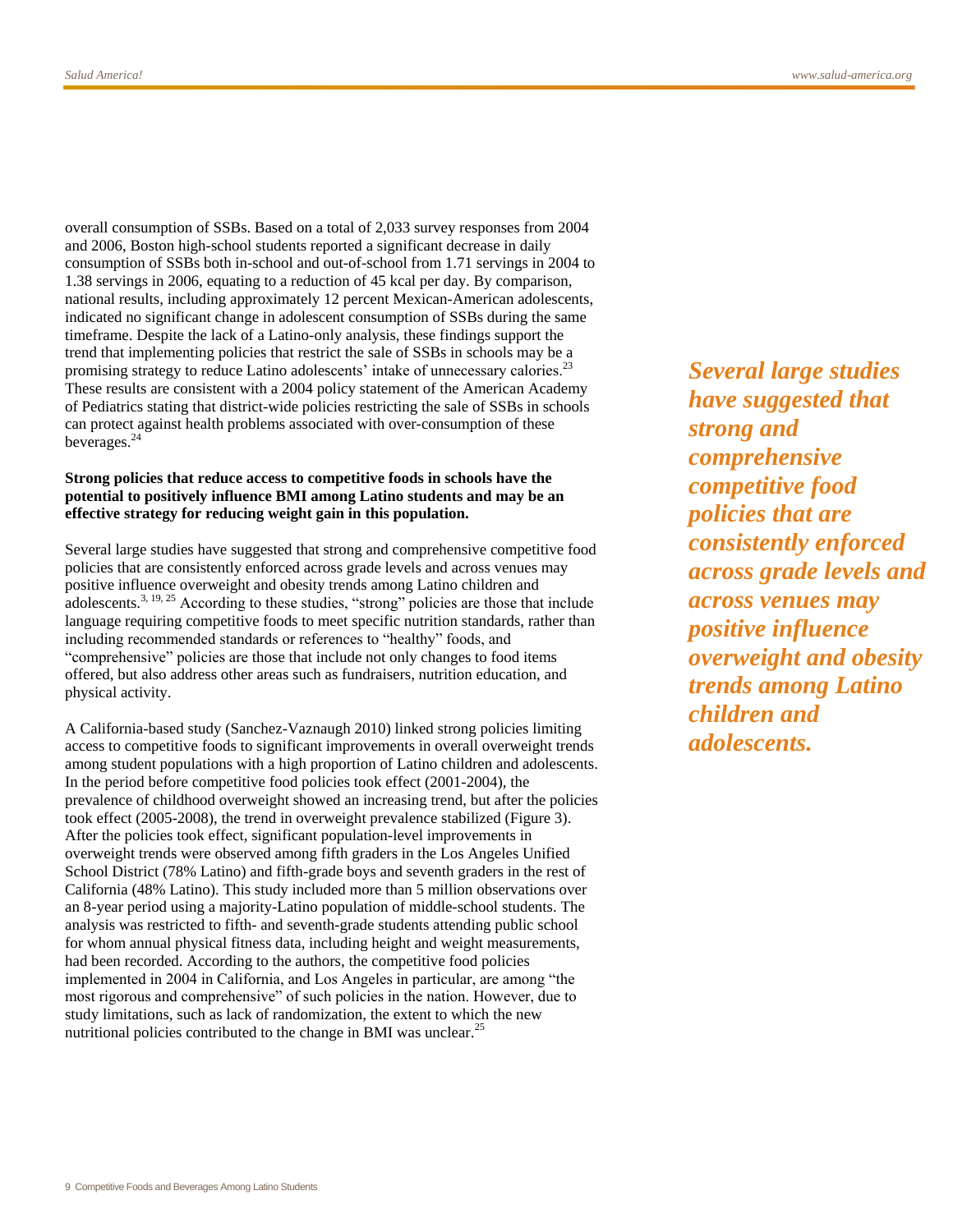overall consumption of SSBs. Based on a total of 2,033 survey responses from 2004 and 2006, Boston high-school students reported a significant decrease in daily consumption of SSBs both in-school and out-of-school from 1.71 servings in 2004 to 1.38 servings in 2006, equating to a reduction of 45 kcal per day. By comparison, national results, including approximately 12 percent Mexican-American adolescents, indicated no significant change in adolescent consumption of SSBs during the same timeframe. Despite the lack of a Latino-only analysis, these findings support the trend that implementing policies that restrict the sale of SSBs in schools may be a promising strategy to reduce Latino adolescents' intake of unnecessary calories.[23] These results are consistent with a 2004 policy statement of the American Academy of Pediatrics stating that district-wide policies restricting the sale of SSBs in schools can protect against health problems associated with over-consumption of these beverages.[24]

**Strong policies that reduce access to competitive foods in schools have the potential to positively influence BMI among Latino students and may be an effective strategy for reducing weight gain in this population.**

Several large studies have suggested that strong and comprehensive competitive food policies that are consistently enforced across grade levels and across venues may positive influence overweight and obesity trends among Latino children and adolescents.[3, 19, 25] According to these studies, "strong" policies are those that include language requiring competitive foods to meet specific nutrition standards, rather than including recommended standards or references to "healthy" foods, and "comprehensive" policies are those that include not only changes to food items offered, but also address other areas such as fundraisers, nutrition education, and physical activity.

*Several large studies have suggested that strong and comprehensive competitive food policies that are consistently enforced across grade levels and across venues may positive influence overweight and obesity trends among Latino children and adolescents.*

A California-based study (Sanchez-Vaznaugh 2010) linked strong policies limiting access to competitive foods to significant improvements in overall overweight trends among student populations with a high proportion of Latino children and adolescents. In the period before competitive food policies took effect (2001-2004), the prevalence of childhood overweight showed an increasing trend, but after the policies took effect (2005-2008), the trend in overweight prevalence stabilized (Figure 3). After the policies took effect, significant population-level improvements in overweight trends were observed among fifth graders in the Los Angeles Unified School District (78% Latino) and fifth-grade boys and seventh graders in the rest of California (48% Latino). This study included more than 5 million observations over an 8-year period using a majority-Latino population of middle-school students. The analysis was restricted to fifth- and seventh-grade students attending public school for whom annual physical fitness data, including height and weight measurements, had been recorded. According to the authors, the competitive food policies implemented in 2004 in California, and Los Angeles in particular, are among "the most rigorous and comprehensive" of such policies in the nation. However, due to study limitations, such as lack of randomization, the extent to which the new nutritional policies contributed to the change in BMI was unclear.[25]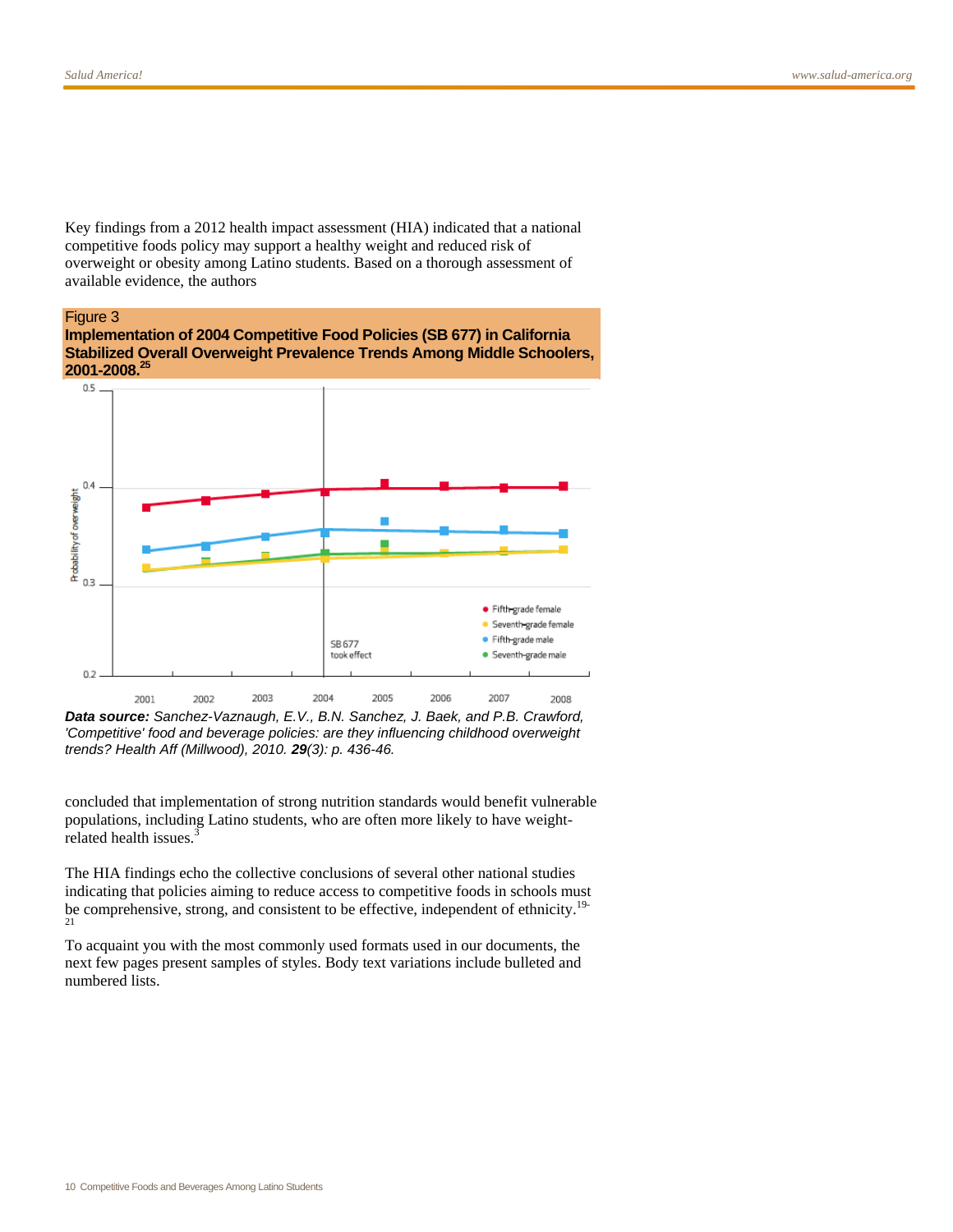Key findings from a 2012 health impact assessment (HIA) indicated that a national competitive foods policy may support a healthy weight and reduced risk of overweight or obesity among Latino students. Based on a thorough assessment of available evidence, the authors

Figure 3

**Implementation of 2004 Competitive Food Policies (SB 677) in California Stabilized Overall Overweight Prevalence Trends Among Middle Schoolers, 2001-2008.**[25]

***Data source:*** *Sanchez-Vaznaugh, E.V., B.N. Sanchez, J. Baek, and P.B. Crawford, 'Competitive' food and beverage policies: are they influencing childhood overweight trends? Health Aff (Millwood), 2010.* ***29****(3): p. 436-46.*

concluded that implementation of strong nutrition standards would benefit vulnerable populations, including Latino students, who are often more likely to have weight-related health issues.[3]

The HIA findings echo the collective conclusions of several other national studies indicating that policies aiming to reduce access to competitive foods in schools must be comprehensive, strong, and consistent to be effective, independent of ethnicity.[19-21]

To acquaint you with the most commonly used formats used in our documents, the next few pages present samples of styles. Body text variations include bulleted and numbered lists.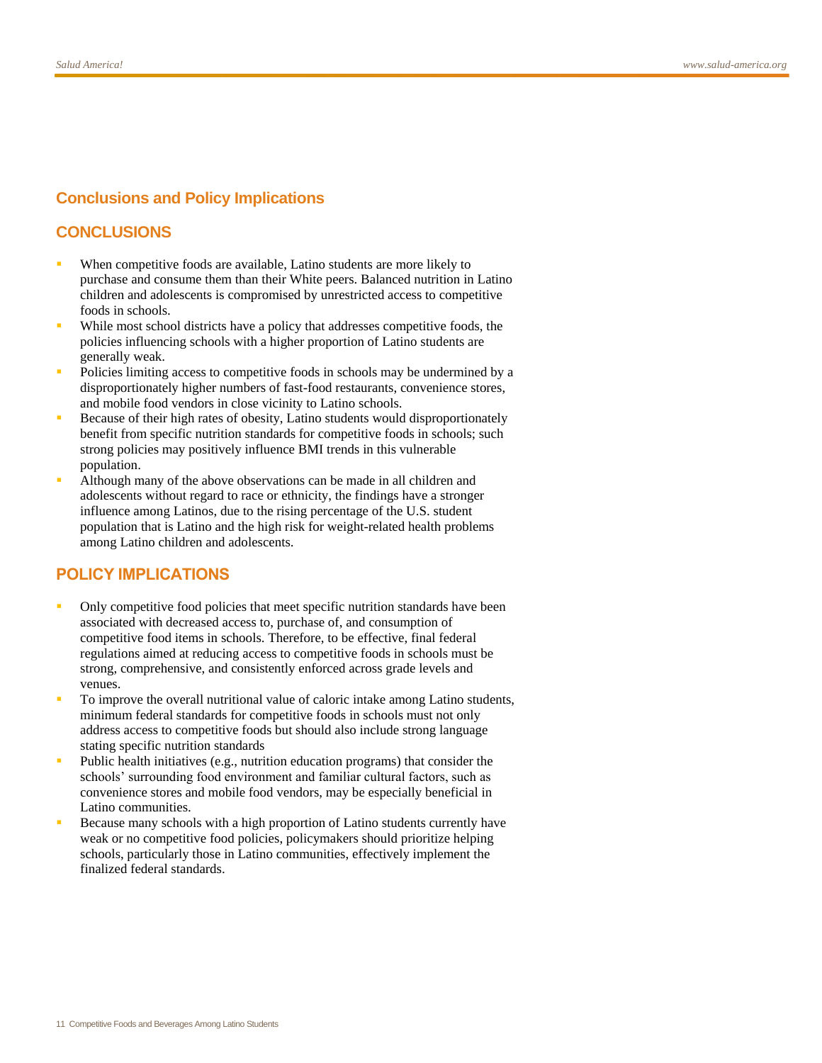## Conclusions and Policy Implications

### CONCLUSIONS

- When competitive foods are available, Latino students are more likely to purchase and consume them than their White peers. Balanced nutrition in Latino children and adolescents is compromised by unrestricted access to competitive foods in schools.
- While most school districts have a policy that addresses competitive foods, the policies influencing schools with a higher proportion of Latino students are generally weak.
- Policies limiting access to competitive foods in schools may be undermined by a disproportionately higher numbers of fast-food restaurants, convenience stores, and mobile food vendors in close vicinity to Latino schools.
- Because of their high rates of obesity, Latino students would disproportionately benefit from specific nutrition standards for competitive foods in schools; such strong policies may positively influence BMI trends in this vulnerable population.
- Although many of the above observations can be made in all children and adolescents without regard to race or ethnicity, the findings have a stronger influence among Latinos, due to the rising percentage of the U.S. student population that is Latino and the high risk for weight-related health problems among Latino children and adolescents.

### POLICY IMPLICATIONS

- Only competitive food policies that meet specific nutrition standards have been associated with decreased access to, purchase of, and consumption of competitive food items in schools. Therefore, to be effective, final federal regulations aimed at reducing access to competitive foods in schools must be strong, comprehensive, and consistently enforced across grade levels and venues.
- To improve the overall nutritional value of caloric intake among Latino students, minimum federal standards for competitive foods in schools must not only address access to competitive foods but should also include strong language stating specific nutrition standards
- Public health initiatives (e.g., nutrition education programs) that consider the schools' surrounding food environment and familiar cultural factors, such as convenience stores and mobile food vendors, may be especially beneficial in Latino communities.
- Because many schools with a high proportion of Latino students currently have weak or no competitive food policies, policymakers should prioritize helping schools, particularly those in Latino communities, effectively implement the finalized federal standards.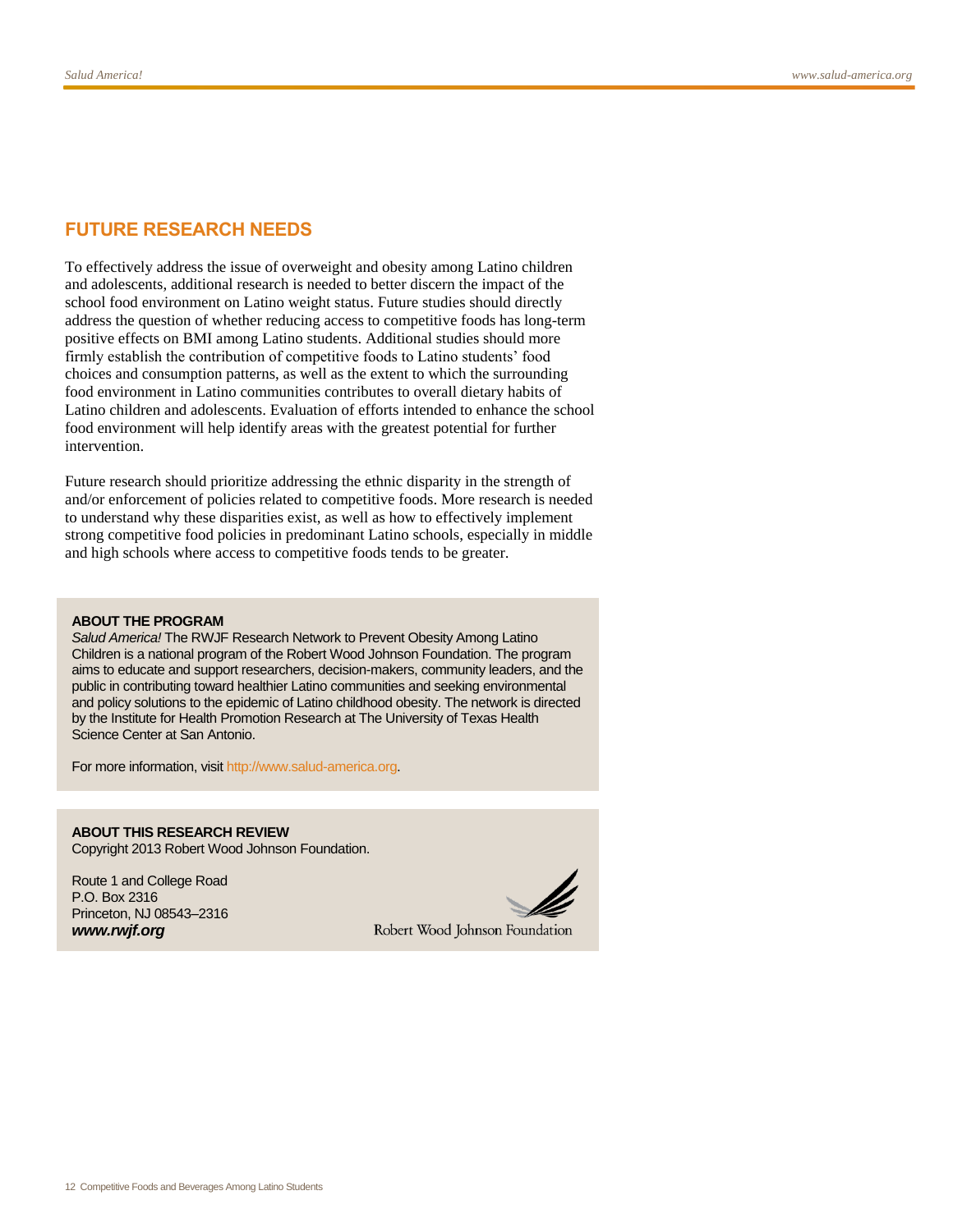## FUTURE RESEARCH NEEDS

To effectively address the issue of overweight and obesity among Latino children and adolescents, additional research is needed to better discern the impact of the school food environment on Latino weight status. Future studies should directly address the question of whether reducing access to competitive foods has long-term positive effects on BMI among Latino students. Additional studies should more firmly establish the contribution of competitive foods to Latino students' food choices and consumption patterns, as well as the extent to which the surrounding food environment in Latino communities contributes to overall dietary habits of Latino children and adolescents. Evaluation of efforts intended to enhance the school food environment will help identify areas with the greatest potential for further intervention.

Future research should prioritize addressing the ethnic disparity in the strength of and/or enforcement of policies related to competitive foods. More research is needed to understand why these disparities exist, as well as how to effectively implement strong competitive food policies in predominant Latino schools, especially in middle and high schools where access to competitive foods tends to be greater.

**ABOUT THE PROGRAM**

*Salud America!* The RWJF Research Network to Prevent Obesity Among Latino Children is a national program of the Robert Wood Johnson Foundation. The program aims to educate and support researchers, decision-makers, community leaders, and the public in contributing toward healthier Latino communities and seeking environmental and policy solutions to the epidemic of Latino childhood obesity. The network is directed by the Institute for Health Promotion Research at The University of Texas Health Science Center at San Antonio.

For more information, visit http://www.salud-america.org.

**ABOUT THIS RESEARCH REVIEW**

Copyright 2013 Robert Wood Johnson Foundation.

Route 1 and College Road
P.O. Box 2316
Princeton, NJ 08543–2316
***www.rwjf.org***

Robert Wood Johnson Foundation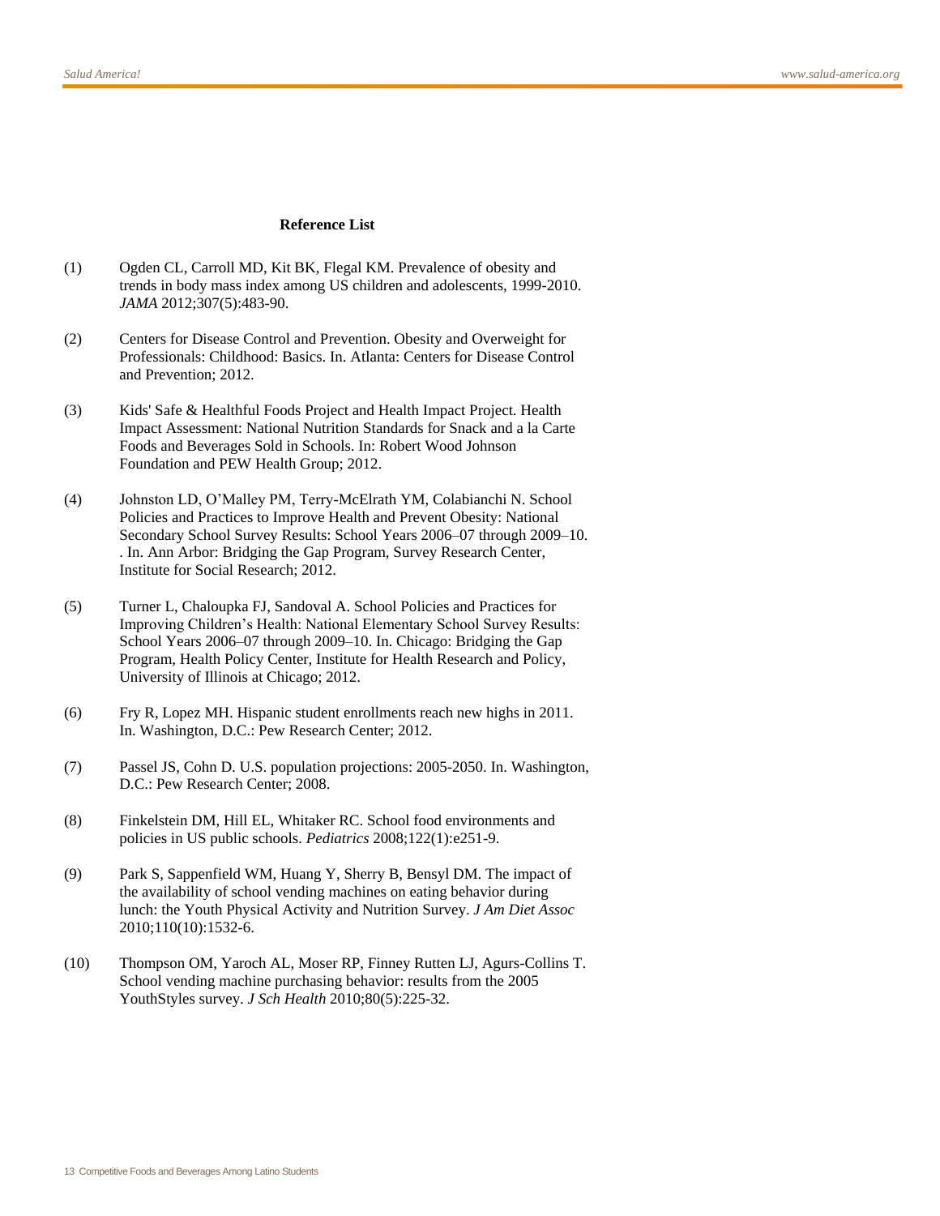**Reference List**

(1) Ogden CL, Carroll MD, Kit BK, Flegal KM. Prevalence of obesity and trends in body mass index among US children and adolescents, 1999-2010. *JAMA* 2012;307(5):483-90.

(2) Centers for Disease Control and Prevention. Obesity and Overweight for Professionals: Childhood: Basics. In. Atlanta: Centers for Disease Control and Prevention; 2012.

(3) Kids' Safe & Healthful Foods Project and Health Impact Project. Health Impact Assessment: National Nutrition Standards for Snack and a la Carte Foods and Beverages Sold in Schools. In: Robert Wood Johnson Foundation and PEW Health Group; 2012.

(4) Johnston LD, O'Malley PM, Terry-McElrath YM, Colabianchi N. School Policies and Practices to Improve Health and Prevent Obesity: National Secondary School Survey Results: School Years 2006–07 through 2009–10. . In. Ann Arbor: Bridging the Gap Program, Survey Research Center, Institute for Social Research; 2012.

(5) Turner L, Chaloupka FJ, Sandoval A. School Policies and Practices for Improving Children's Health: National Elementary School Survey Results: School Years 2006–07 through 2009–10. In. Chicago: Bridging the Gap Program, Health Policy Center, Institute for Health Research and Policy, University of Illinois at Chicago; 2012.

(6) Fry R, Lopez MH. Hispanic student enrollments reach new highs in 2011. In. Washington, D.C.: Pew Research Center; 2012.

(7) Passel JS, Cohn D. U.S. population projections: 2005-2050. In. Washington, D.C.: Pew Research Center; 2008.

(8) Finkelstein DM, Hill EL, Whitaker RC. School food environments and policies in US public schools. *Pediatrics* 2008;122(1):e251-9.

(9) Park S, Sappenfield WM, Huang Y, Sherry B, Bensyl DM. The impact of the availability of school vending machines on eating behavior during lunch: the Youth Physical Activity and Nutrition Survey. *J Am Diet Assoc* 2010;110(10):1532-6.

(10) Thompson OM, Yaroch AL, Moser RP, Finney Rutten LJ, Agurs-Collins T. School vending machine purchasing behavior: results from the 2005 YouthStyles survey. *J Sch Health* 2010;80(5):225-32.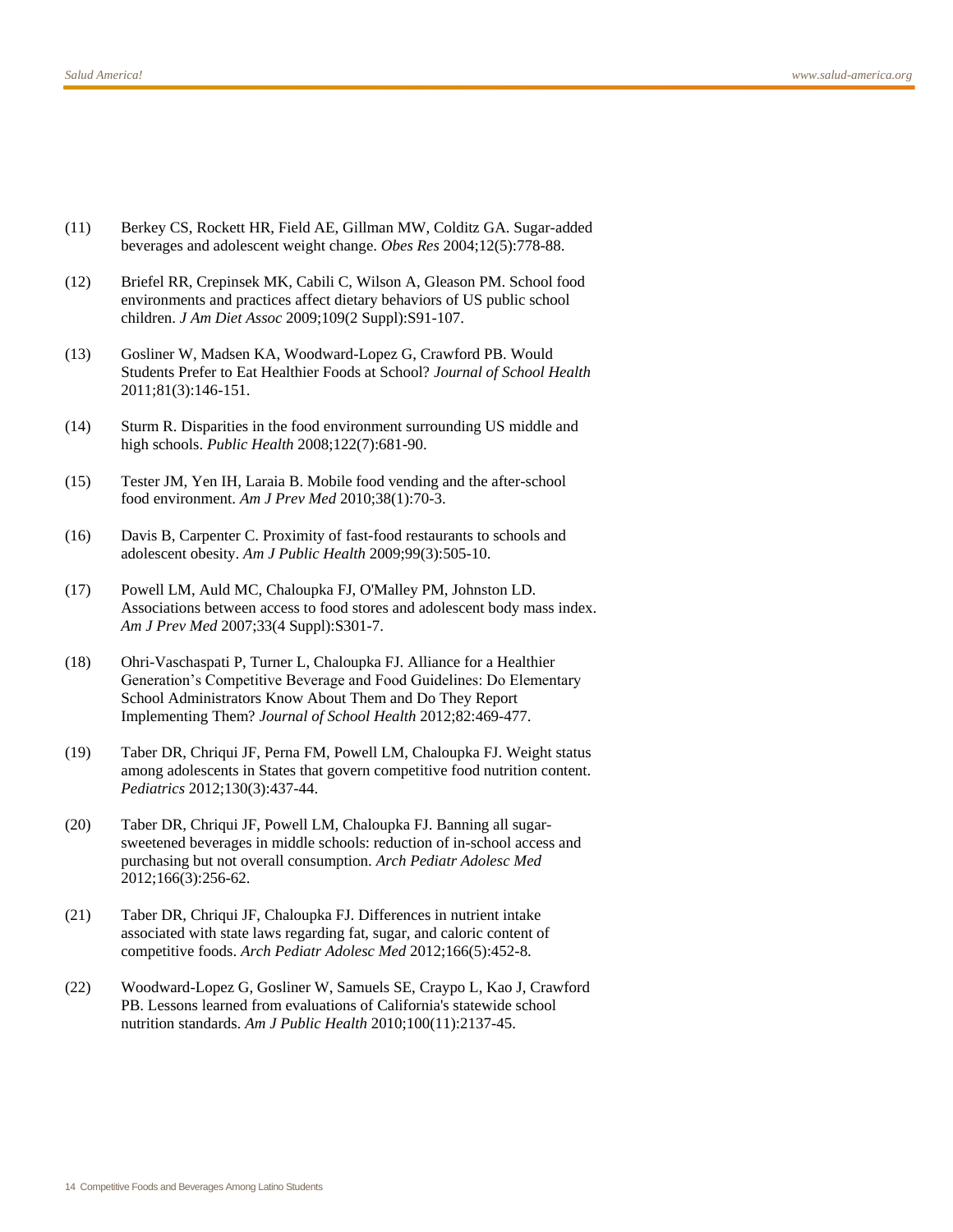(11) Berkey CS, Rockett HR, Field AE, Gillman MW, Colditz GA. Sugar-added beverages and adolescent weight change. *Obes Res* 2004;12(5):778-88.

(12) Briefel RR, Crepinsek MK, Cabili C, Wilson A, Gleason PM. School food environments and practices affect dietary behaviors of US public school children. *J Am Diet Assoc* 2009;109(2 Suppl):S91-107.

(13) Gosliner W, Madsen KA, Woodward-Lopez G, Crawford PB. Would Students Prefer to Eat Healthier Foods at School? *Journal of School Health* 2011;81(3):146-151.

(14) Sturm R. Disparities in the food environment surrounding US middle and high schools. *Public Health* 2008;122(7):681-90.

(15) Tester JM, Yen IH, Laraia B. Mobile food vending and the after-school food environment. *Am J Prev Med* 2010;38(1):70-3.

(16) Davis B, Carpenter C. Proximity of fast-food restaurants to schools and adolescent obesity. *Am J Public Health* 2009;99(3):505-10.

(17) Powell LM, Auld MC, Chaloupka FJ, O'Malley PM, Johnston LD. Associations between access to food stores and adolescent body mass index. *Am J Prev Med* 2007;33(4 Suppl):S301-7.

(18) Ohri-Vaschaspati P, Turner L, Chaloupka FJ. Alliance for a Healthier Generation's Competitive Beverage and Food Guidelines: Do Elementary School Administrators Know About Them and Do They Report Implementing Them? *Journal of School Health* 2012;82:469-477.

(19) Taber DR, Chriqui JF, Perna FM, Powell LM, Chaloupka FJ. Weight status among adolescents in States that govern competitive food nutrition content. *Pediatrics* 2012;130(3):437-44.

(20) Taber DR, Chriqui JF, Powell LM, Chaloupka FJ. Banning all sugar-sweetened beverages in middle schools: reduction of in-school access and purchasing but not overall consumption. *Arch Pediatr Adolesc Med* 2012;166(3):256-62.

(21) Taber DR, Chriqui JF, Chaloupka FJ. Differences in nutrient intake associated with state laws regarding fat, sugar, and caloric content of competitive foods. *Arch Pediatr Adolesc Med* 2012;166(5):452-8.

(22) Woodward-Lopez G, Gosliner W, Samuels SE, Craypo L, Kao J, Crawford PB. Lessons learned from evaluations of California's statewide school nutrition standards. *Am J Public Health* 2010;100(11):2137-45.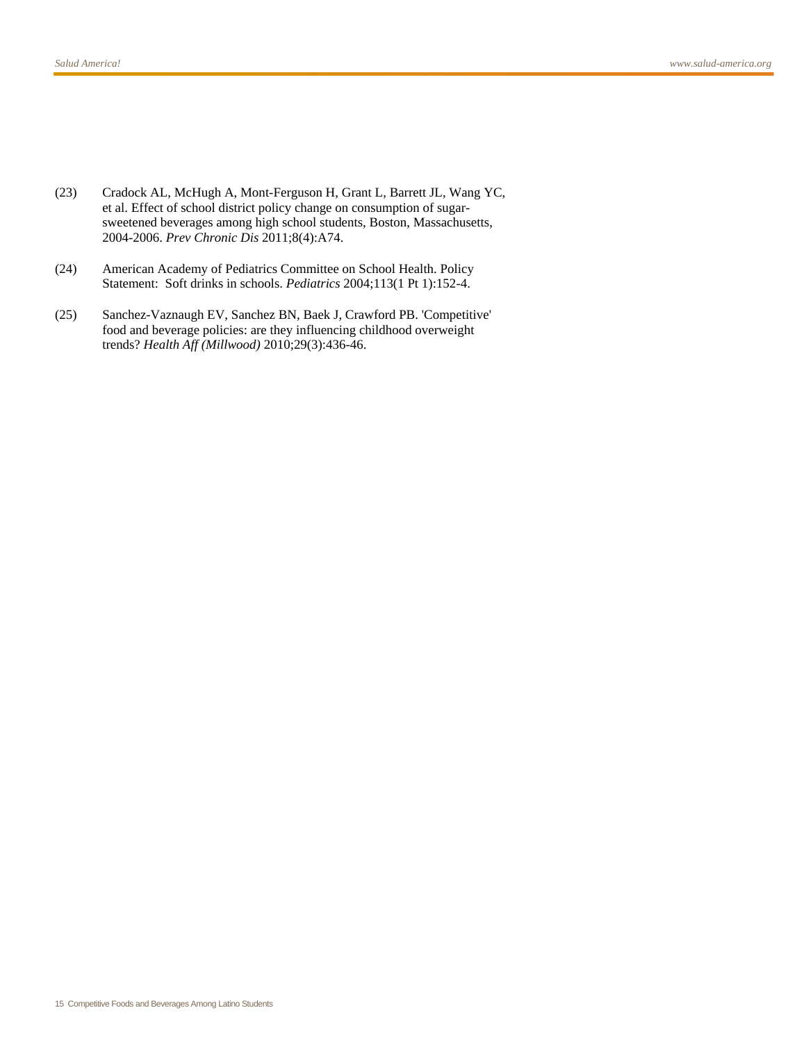(23) Cradock AL, McHugh A, Mont-Ferguson H, Grant L, Barrett JL, Wang YC, et al. Effect of school district policy change on consumption of sugar-sweetened beverages among high school students, Boston, Massachusetts, 2004-2006. *Prev Chronic Dis* 2011;8(4):A74.

(24) American Academy of Pediatrics Committee on School Health. Policy Statement: Soft drinks in schools. *Pediatrics* 2004;113(1 Pt 1):152-4.

(25) Sanchez-Vaznaugh EV, Sanchez BN, Baek J, Crawford PB. 'Competitive' food and beverage policies: are they influencing childhood overweight trends? *Health Aff (Millwood)* 2010;29(3):436-46.